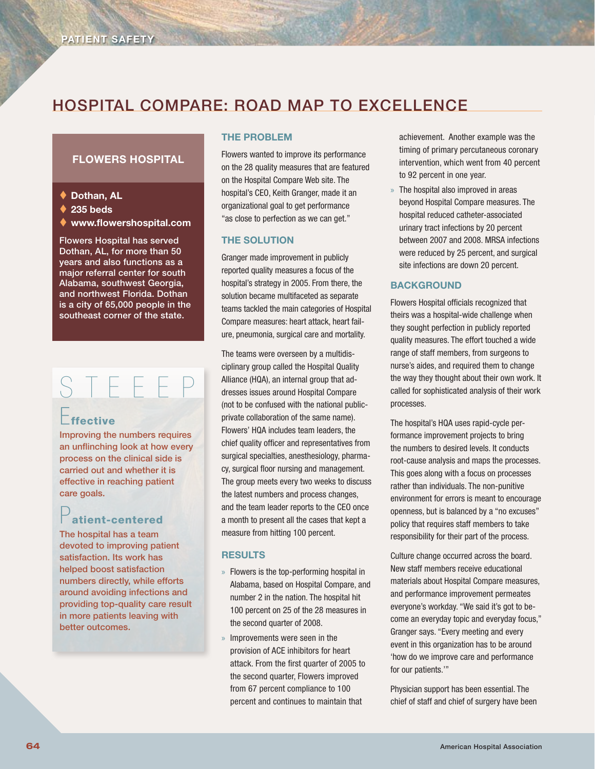# HOSPITAL COMPARE: ROAD MAP TO EXCELLENCE

## FLOWERS HOSPITAL

- Dothan, AL
- 235 beds
- www.flowershospital.com

Flowers Hospital has served Dothan, AL, for more than 50 years and also functions as a major referral center for south Alabama, southwest Georgia, and northwest Florida. Dothan is a city of 65,000 people in the southeast corner of the state.

## STEEEP

### Effective

Improving the numbers requires an unflinching look at how every process on the clinical side is carried out and whether it is effective in reaching patient care goals.

### Patient-centered

The hospital has a team devoted to improving patient satisfaction. Its work has helped boost satisfaction numbers directly, while efforts around avoiding infections and providing top-quality care result in more patients leaving with better outcomes.

### THE PROBLEM

Flowers wanted to improve its performance on the 28 quality measures that are featured on the Hospital Compare Web site. The hospital's CEO, Keith Granger, made it an organizational goal to get performance "as close to perfection as we can get."

### THE SOLUTION

Granger made improvement in publicly reported quality measures a focus of the hospital's strategy in 2005. From there, the solution became multifaceted as separate teams tackled the main categories of Hospital Compare measures: heart attack, heart failure, pneumonia, surgical care and mortality.

The teams were overseen by a multidisciplinary group called the Hospital Quality Alliance (HQA), an internal group that addresses issues around Hospital Compare (not to be confused with the national public-private collaboration of the same name). Flowers' HQA includes team leaders, the chief quality officer and representatives from surgical specialties, anesthesiology, pharmacy, surgical floor nursing and management. The group meets every two weeks to discuss the latest numbers and process changes, and the team leader reports to the CEO once a month to present all the cases that kept a measure from hitting 100 percent.

### RESULTS

- Flowers is the top-performing hospital in Alabama, based on Hospital Compare, and number 2 in the nation. The hospital hit 100 percent on 25 of the 28 measures in the second quarter of 2008.
- Improvements were seen in the provision of ACE inhibitors for heart attack. From the first quarter of 2005 to the second quarter, Flowers improved from 67 percent compliance to 100 percent and continues to maintain that achievement. Another example was the timing of primary percutaneous coronary intervention, which went from 40 percent to 92 percent in one year.
- The hospital also improved in areas beyond Hospital Compare measures. The hospital reduced catheter-associated urinary tract infections by 20 percent between 2007 and 2008. MRSA infections were reduced by 25 percent, and surgical site infections are down 20 percent.

### BACKGROUND

Flowers Hospital officials recognized that theirs was a hospital-wide challenge when they sought perfection in publicly reported quality measures. The effort touched a wide range of staff members, from surgeons to nurse's aides, and required them to change the way they thought about their own work. It called for sophisticated analysis of their work processes.

The hospital's HQA uses rapid-cycle performance improvement projects to bring the numbers to desired levels. It conducts root-cause analysis and maps the processes. This goes along with a focus on processes rather than individuals. The non-punitive environment for errors is meant to encourage openness, but is balanced by a "no excuses" policy that requires staff members to take responsibility for their part of the process.

Culture change occurred across the board. New staff members receive educational materials about Hospital Compare measures, and performance improvement permeates everyone's workday. "We said it's got to become an everyday topic and everyday focus," Granger says. "Every meeting and every event in this organization has to be around 'how do we improve care and performance for our patients.'"

Physician support has been essential. The chief of staff and chief of surgery have been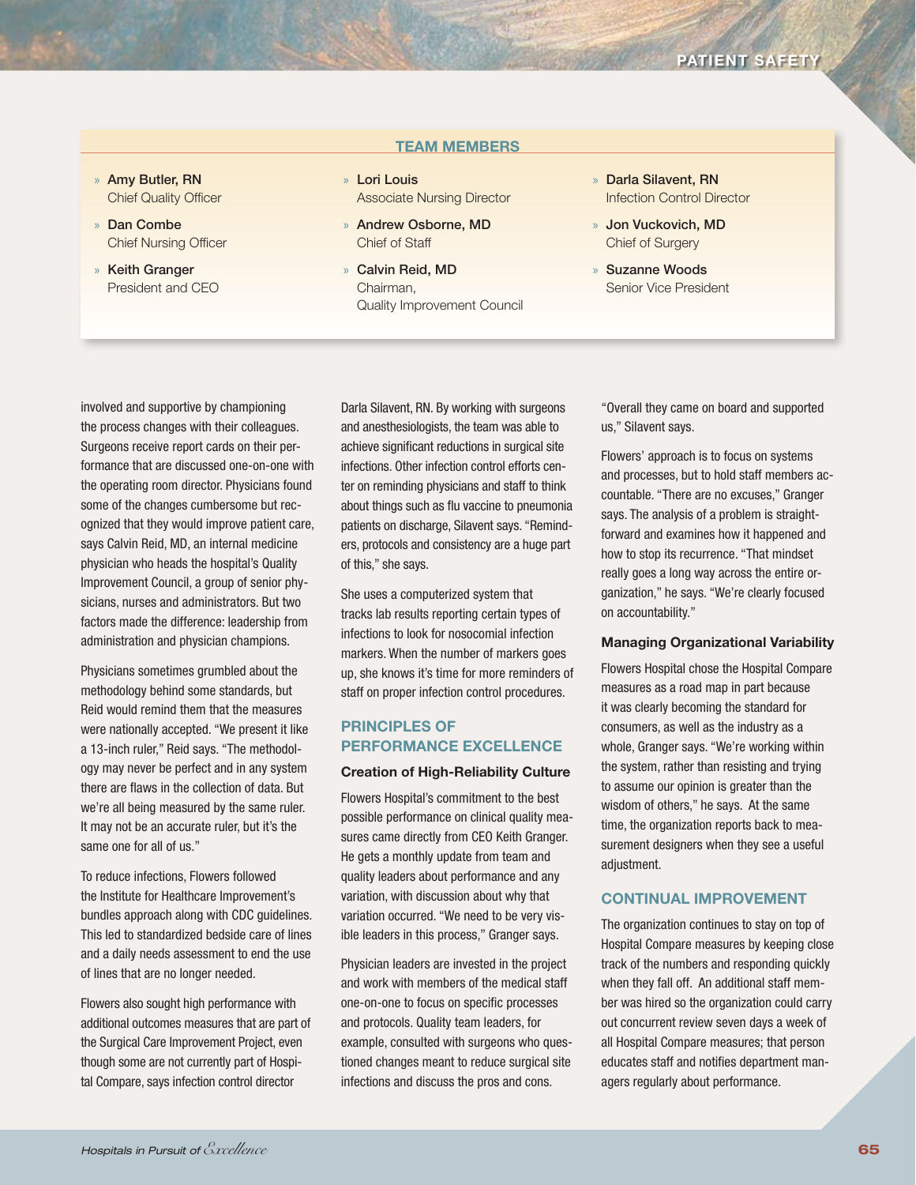## TEAM MEMBERS

- **Amy Butler, RN**
  Chief Quality Officer
- **Dan Combe**
  Chief Nursing Officer
- **Keith Granger**
  President and CEO
- **Lori Louis**
  Associate Nursing Director
- **Andrew Osborne, MD**
  Chief of Staff
- **Calvin Reid, MD**
  Chairman,
  Quality Improvement Council
- **Darla Silavent, RN**
  Infection Control Director
- **Jon Vuckovich, MD**
  Chief of Surgery
- **Suzanne Woods**
  Senior Vice President

involved and supportive by championing the process changes with their colleagues. Surgeons receive report cards on their performance that are discussed one-on-one with the operating room director. Physicians found some of the changes cumbersome but recognized that they would improve patient care, says Calvin Reid, MD, an internal medicine physician who heads the hospital's Quality Improvement Council, a group of senior physicians, nurses and administrators. But two factors made the difference: leadership from administration and physician champions.

Physicians sometimes grumbled about the methodology behind some standards, but Reid would remind them that the measures were nationally accepted. "We present it like a 13-inch ruler," Reid says. "The methodology may never be perfect and in any system there are flaws in the collection of data. But we're all being measured by the same ruler. It may not be an accurate ruler, but it's the same one for all of us."

To reduce infections, Flowers followed the Institute for Healthcare Improvement's bundles approach along with CDC guidelines. This led to standardized bedside care of lines and a daily needs assessment to end the use of lines that are no longer needed.

Flowers also sought high performance with additional outcomes measures that are part of the Surgical Care Improvement Project, even though some are not currently part of Hospital Compare, says infection control director Darla Silavent, RN. By working with surgeons and anesthesiologists, the team was able to achieve significant reductions in surgical site infections. Other infection control efforts center on reminding physicians and staff to think about things such as flu vaccine to pneumonia patients on discharge, Silavent says. "Reminders, protocols and consistency are a huge part of this," she says.

She uses a computerized system that tracks lab results reporting certain types of infections to look for nosocomial infection markers. When the number of markers goes up, she knows it's time for more reminders of staff on proper infection control procedures.

## PRINCIPLES OF PERFORMANCE EXCELLENCE

### Creation of High-Reliability Culture

Flowers Hospital's commitment to the best possible performance on clinical quality measures came directly from CEO Keith Granger. He gets a monthly update from team and quality leaders about performance and any variation, with discussion about why that variation occurred. "We need to be very visible leaders in this process," Granger says.

Physician leaders are invested in the project and work with members of the medical staff one-on-one to focus on specific processes and protocols. Quality team leaders, for example, consulted with surgeons who questioned changes meant to reduce surgical site infections and discuss the pros and cons. "Overall they came on board and supported us," Silavent says.

Flowers' approach is to focus on systems and processes, but to hold staff members accountable. "There are no excuses," Granger says. The analysis of a problem is straightforward and examines how it happened and how to stop its recurrence. "That mindset really goes a long way across the entire organization," he says. "We're clearly focused on accountability."

### Managing Organizational Variability

Flowers Hospital chose the Hospital Compare measures as a road map in part because it was clearly becoming the standard for consumers, as well as the industry as a whole, Granger says. "We're working within the system, rather than resisting and trying to assume our opinion is greater than the wisdom of others," he says. At the same time, the organization reports back to measurement designers when they see a useful adjustment.

## CONTINUAL IMPROVEMENT

The organization continues to stay on top of Hospital Compare measures by keeping close track of the numbers and responding quickly when they fall off. An additional staff member was hired so the organization could carry out concurrent review seven days a week of all Hospital Compare measures; that person educates staff and notifies department managers regularly about performance.